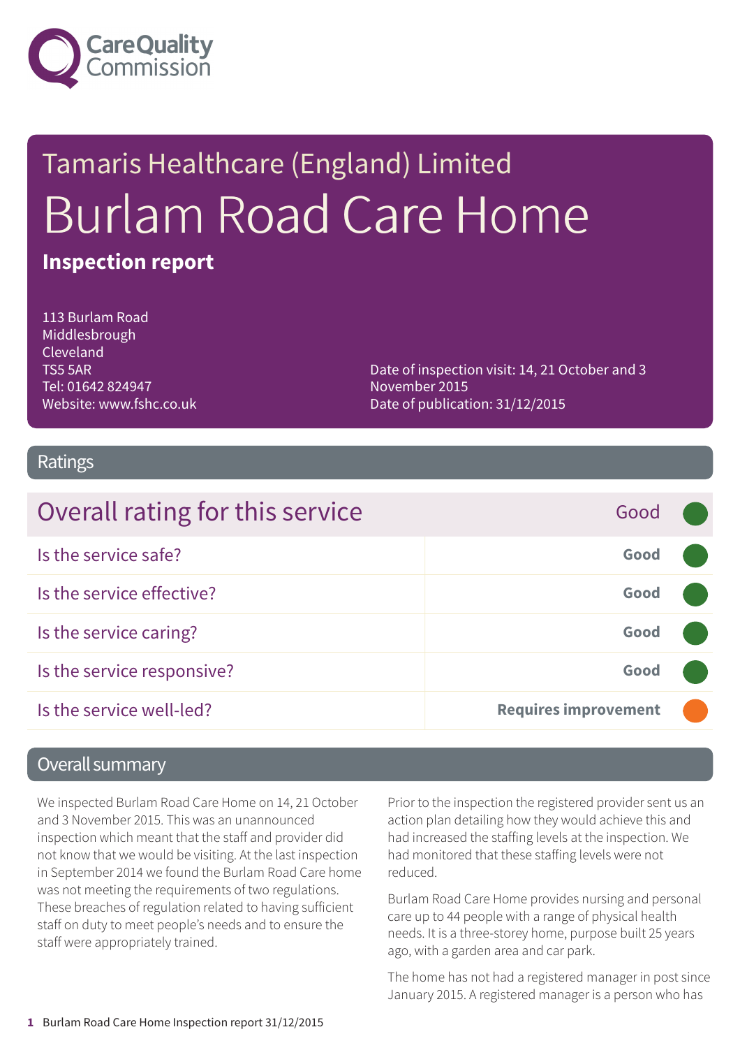# Tamaris Healthcare (England) Limited

# Burlam Road Care Home

**Inspection report**

113 Burlam Road
Middlesbrough
Cleveland
TS5 5AR
Tel: 01642 824947
Website: www.fshc.co.uk

Date of inspection visit: 14, 21 October and 3 November 2015
Date of publication: 31/12/2015

## Ratings

| Overall rating for this service | Good |
|---|---|
| Is the service safe? | **Good** |
| Is the service effective? | **Good** |
| Is the service caring? | **Good** |
| Is the service responsive? | **Good** |
| Is the service well-led? | **Requires improvement** |

## Overall summary

We inspected Burlam Road Care Home on 14, 21 October and 3 November 2015. This was an unannounced inspection which meant that the staff and provider did not know that we would be visiting. At the last inspection in September 2014 we found the Burlam Road Care home was not meeting the requirements of two regulations. These breaches of regulation related to having sufficient staff on duty to meet people's needs and to ensure the staff were appropriately trained.

Prior to the inspection the registered provider sent us an action plan detailing how they would achieve this and had increased the staffing levels at the inspection. We had monitored that these staffing levels were not reduced.

Burlam Road Care Home provides nursing and personal care up to 44 people with a range of physical health needs. It is a three-storey home, purpose built 25 years ago, with a garden area and car park.

The home has not had a registered manager in post since January 2015. A registered manager is a person who has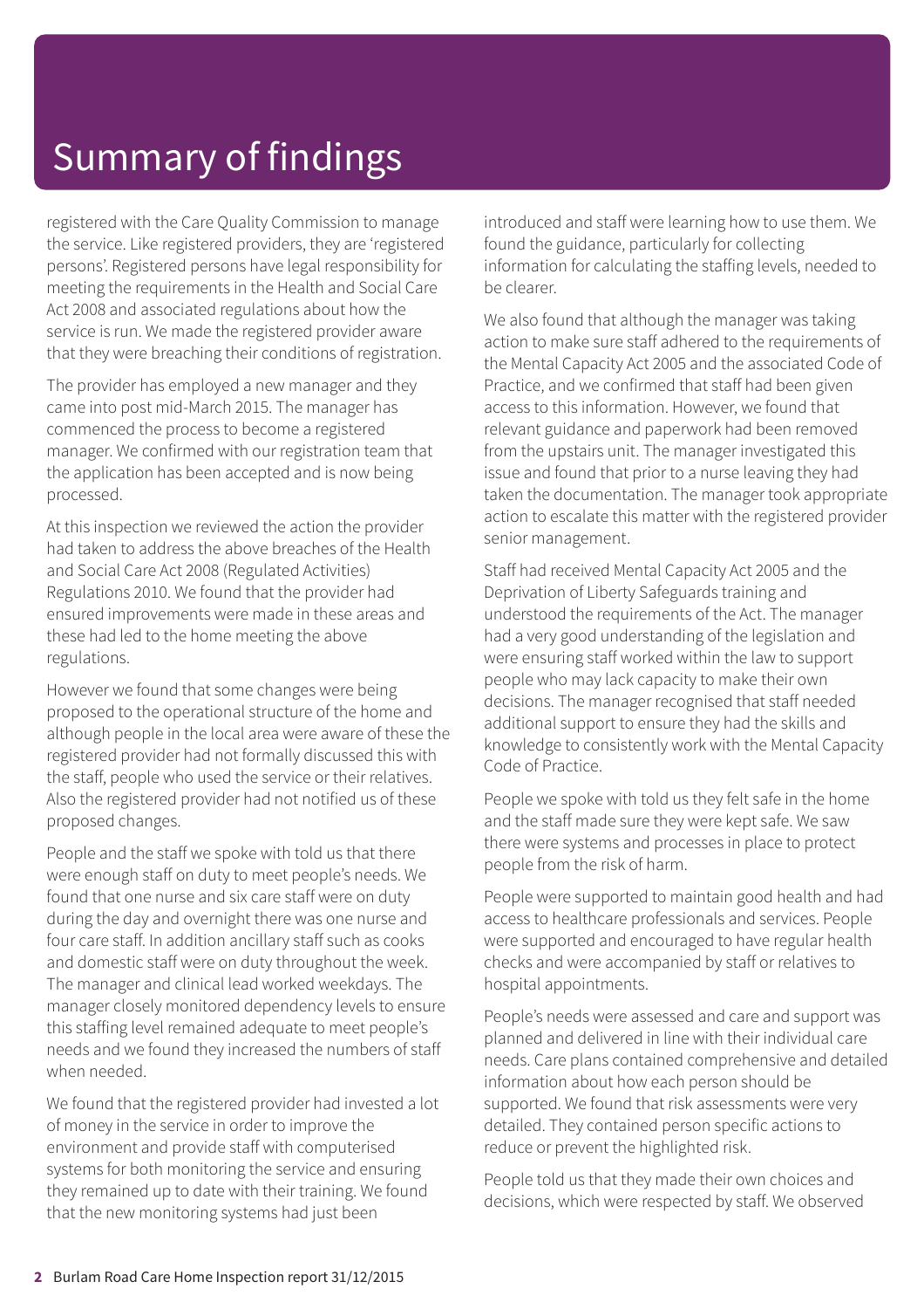# Summary of findings

registered with the Care Quality Commission to manage the service. Like registered providers, they are 'registered persons'. Registered persons have legal responsibility for meeting the requirements in the Health and Social Care Act 2008 and associated regulations about how the service is run. We made the registered provider aware that they were breaching their conditions of registration.

The provider has employed a new manager and they came into post mid-March 2015. The manager has commenced the process to become a registered manager. We confirmed with our registration team that the application has been accepted and is now being processed.

At this inspection we reviewed the action the provider had taken to address the above breaches of the Health and Social Care Act 2008 (Regulated Activities) Regulations 2010. We found that the provider had ensured improvements were made in these areas and these had led to the home meeting the above regulations.

However we found that some changes were being proposed to the operational structure of the home and although people in the local area were aware of these the registered provider had not formally discussed this with the staff, people who used the service or their relatives. Also the registered provider had not notified us of these proposed changes.

People and the staff we spoke with told us that there were enough staff on duty to meet people's needs. We found that one nurse and six care staff were on duty during the day and overnight there was one nurse and four care staff. In addition ancillary staff such as cooks and domestic staff were on duty throughout the week. The manager and clinical lead worked weekdays. The manager closely monitored dependency levels to ensure this staffing level remained adequate to meet people's needs and we found they increased the numbers of staff when needed.

We found that the registered provider had invested a lot of money in the service in order to improve the environment and provide staff with computerised systems for both monitoring the service and ensuring they remained up to date with their training. We found that the new monitoring systems had just been introduced and staff were learning how to use them. We found the guidance, particularly for collecting information for calculating the staffing levels, needed to be clearer.

We also found that although the manager was taking action to make sure staff adhered to the requirements of the Mental Capacity Act 2005 and the associated Code of Practice, and we confirmed that staff had been given access to this information. However, we found that relevant guidance and paperwork had been removed from the upstairs unit. The manager investigated this issue and found that prior to a nurse leaving they had taken the documentation. The manager took appropriate action to escalate this matter with the registered provider senior management.

Staff had received Mental Capacity Act 2005 and the Deprivation of Liberty Safeguards training and understood the requirements of the Act. The manager had a very good understanding of the legislation and were ensuring staff worked within the law to support people who may lack capacity to make their own decisions. The manager recognised that staff needed additional support to ensure they had the skills and knowledge to consistently work with the Mental Capacity Code of Practice.

People we spoke with told us they felt safe in the home and the staff made sure they were kept safe. We saw there were systems and processes in place to protect people from the risk of harm.

People were supported to maintain good health and had access to healthcare professionals and services. People were supported and encouraged to have regular health checks and were accompanied by staff or relatives to hospital appointments.

People's needs were assessed and care and support was planned and delivered in line with their individual care needs. Care plans contained comprehensive and detailed information about how each person should be supported. We found that risk assessments were very detailed. They contained person specific actions to reduce or prevent the highlighted risk.

People told us that they made their own choices and decisions, which were respected by staff. We observed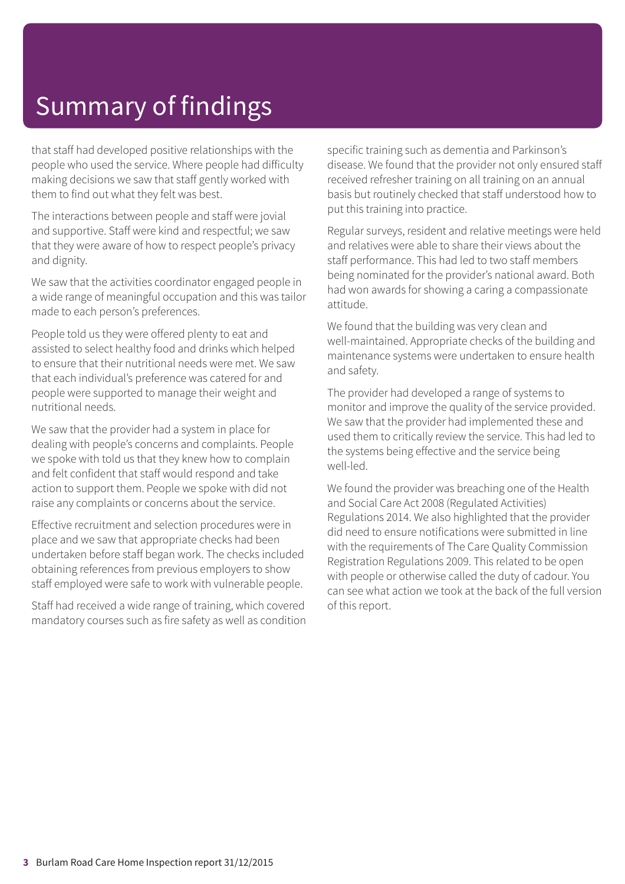# Summary of findings

that staff had developed positive relationships with the people who used the service. Where people had difficulty making decisions we saw that staff gently worked with them to find out what they felt was best.

The interactions between people and staff were jovial and supportive. Staff were kind and respectful; we saw that they were aware of how to respect people's privacy and dignity.

We saw that the activities coordinator engaged people in a wide range of meaningful occupation and this was tailor made to each person's preferences.

People told us they were offered plenty to eat and assisted to select healthy food and drinks which helped to ensure that their nutritional needs were met. We saw that each individual's preference was catered for and people were supported to manage their weight and nutritional needs.

We saw that the provider had a system in place for dealing with people's concerns and complaints. People we spoke with told us that they knew how to complain and felt confident that staff would respond and take action to support them. People we spoke with did not raise any complaints or concerns about the service.

Effective recruitment and selection procedures were in place and we saw that appropriate checks had been undertaken before staff began work. The checks included obtaining references from previous employers to show staff employed were safe to work with vulnerable people.

Staff had received a wide range of training, which covered mandatory courses such as fire safety as well as condition specific training such as dementia and Parkinson's disease. We found that the provider not only ensured staff received refresher training on all training on an annual basis but routinely checked that staff understood how to put this training into practice.

Regular surveys, resident and relative meetings were held and relatives were able to share their views about the staff performance. This had led to two staff members being nominated for the provider's national award. Both had won awards for showing a caring a compassionate attitude.

We found that the building was very clean and well-maintained. Appropriate checks of the building and maintenance systems were undertaken to ensure health and safety.

The provider had developed a range of systems to monitor and improve the quality of the service provided. We saw that the provider had implemented these and used them to critically review the service. This had led to the systems being effective and the service being well-led.

We found the provider was breaching one of the Health and Social Care Act 2008 (Regulated Activities) Regulations 2014. We also highlighted that the provider did need to ensure notifications were submitted in line with the requirements of The Care Quality Commission Registration Regulations 2009. This related to be open with people or otherwise called the duty of cadour. You can see what action we took at the back of the full version of this report.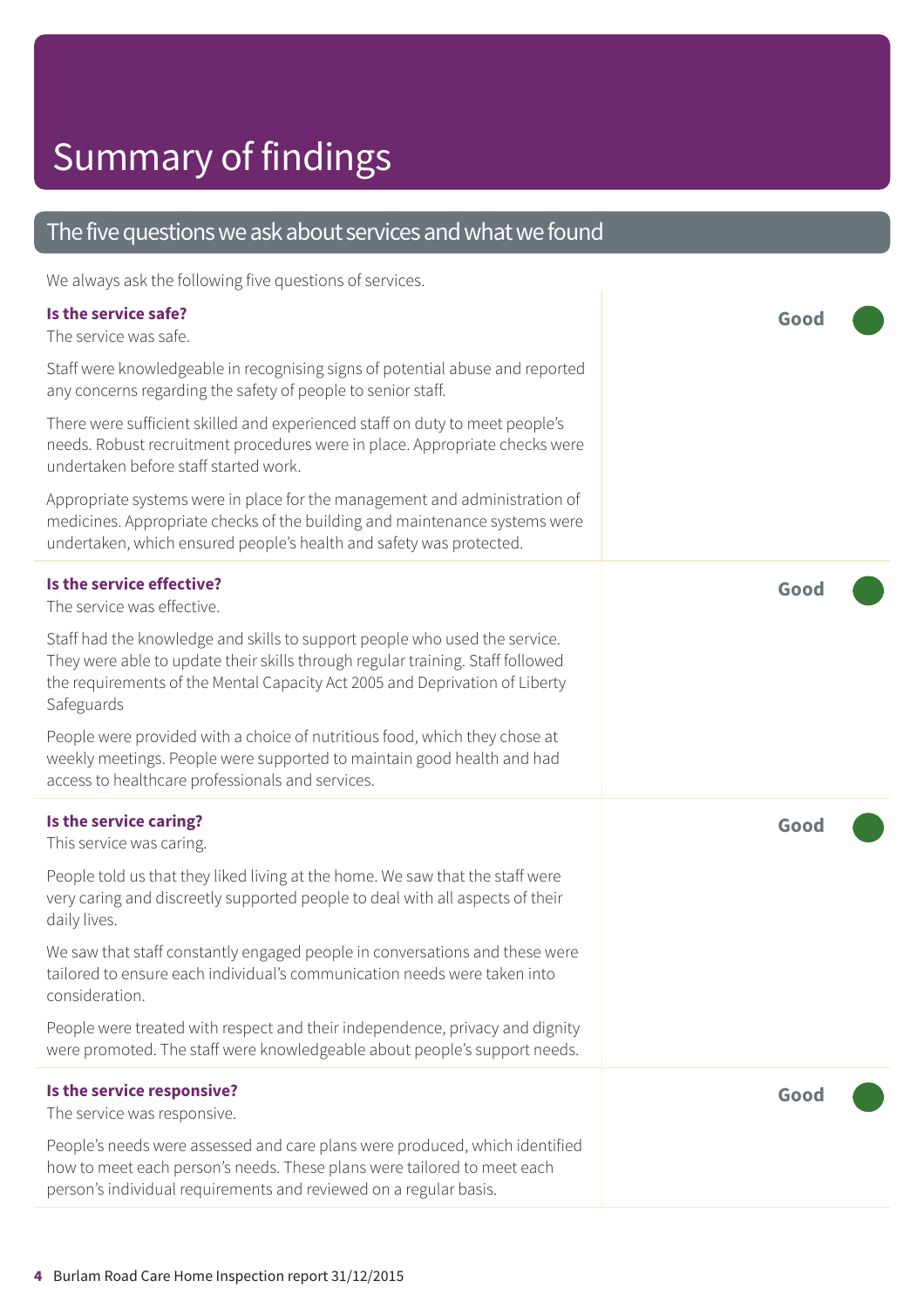# Summary of findings

## The five questions we ask about services and what we found

We always ask the following five questions of services.

### Is the service safe?

**Good**

The service was safe.

Staff were knowledgeable in recognising signs of potential abuse and reported any concerns regarding the safety of people to senior staff.

There were sufficient skilled and experienced staff on duty to meet people's needs. Robust recruitment procedures were in place. Appropriate checks were undertaken before staff started work.

Appropriate systems were in place for the management and administration of medicines. Appropriate checks of the building and maintenance systems were undertaken, which ensured people's health and safety was protected.

### Is the service effective?

**Good**

The service was effective.

Staff had the knowledge and skills to support people who used the service. They were able to update their skills through regular training. Staff followed the requirements of the Mental Capacity Act 2005 and Deprivation of Liberty Safeguards

People were provided with a choice of nutritious food, which they chose at weekly meetings. People were supported to maintain good health and had access to healthcare professionals and services.

### Is the service caring?

**Good**

This service was caring.

People told us that they liked living at the home. We saw that the staff were very caring and discreetly supported people to deal with all aspects of their daily lives.

We saw that staff constantly engaged people in conversations and these were tailored to ensure each individual's communication needs were taken into consideration.

People were treated with respect and their independence, privacy and dignity were promoted. The staff were knowledgeable about people's support needs.

### Is the service responsive?

**Good**

The service was responsive.

People's needs were assessed and care plans were produced, which identified how to meet each person's needs. These plans were tailored to meet each person's individual requirements and reviewed on a regular basis.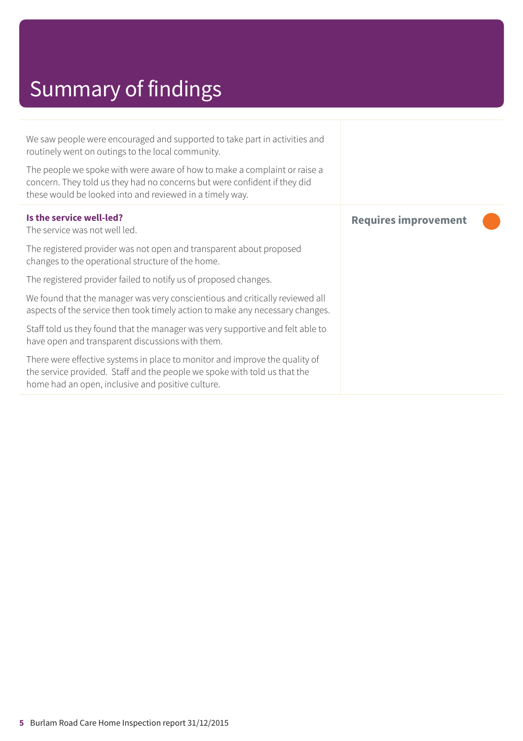# Summary of findings

We saw people were encouraged and supported to take part in activities and routinely went on outings to the local community.

The people we spoke with were aware of how to make a complaint or raise a concern. They told us they had no concerns but were confident if they did these would be looked into and reviewed in a timely way.

**Is the service well-led?**
The service was not well led.

**Requires improvement**

The registered provider was not open and transparent about proposed changes to the operational structure of the home.

The registered provider failed to notify us of proposed changes.

We found that the manager was very conscientious and critically reviewed all aspects of the service then took timely action to make any necessary changes.

Staff told us they found that the manager was very supportive and felt able to have open and transparent discussions with them.

There were effective systems in place to monitor and improve the quality of the service provided. Staff and the people we spoke with told us that the home had an open, inclusive and positive culture.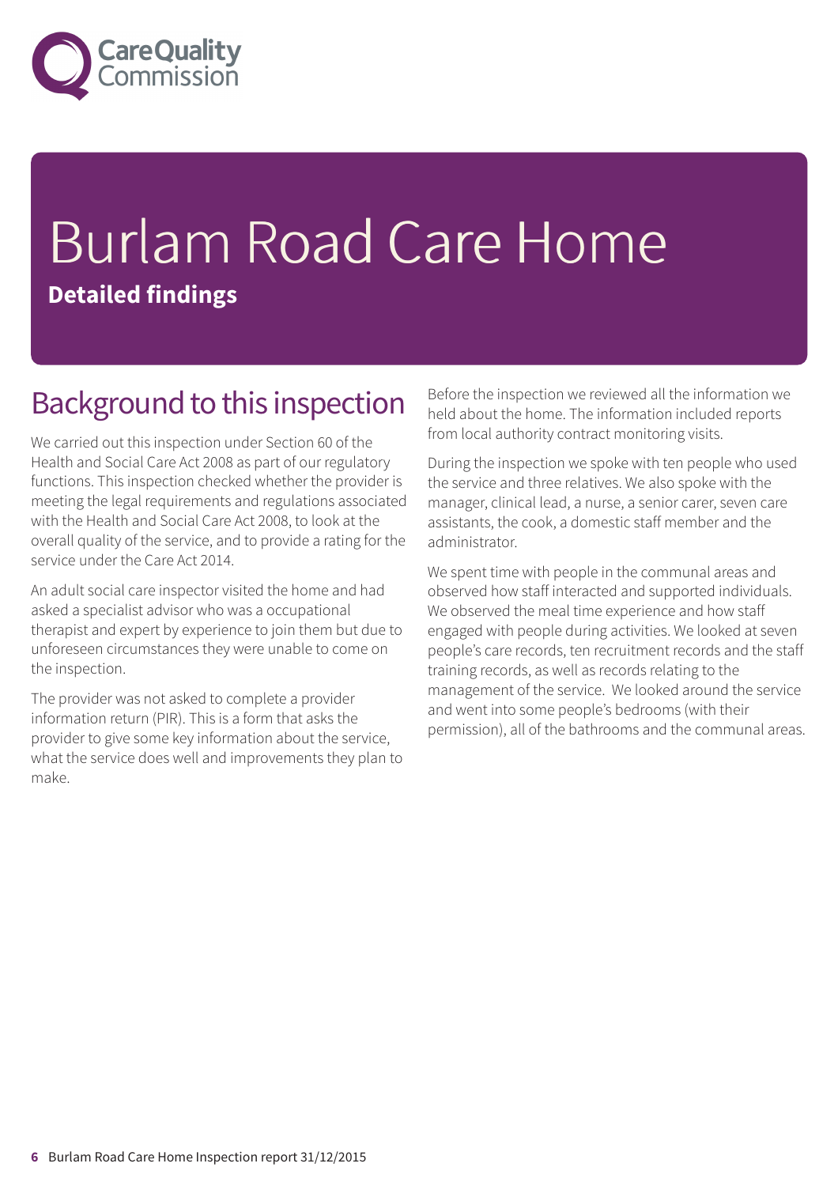# Burlam Road Care Home

**Detailed findings**

## Background to this inspection

We carried out this inspection under Section 60 of the Health and Social Care Act 2008 as part of our regulatory functions. This inspection checked whether the provider is meeting the legal requirements and regulations associated with the Health and Social Care Act 2008, to look at the overall quality of the service, and to provide a rating for the service under the Care Act 2014.

An adult social care inspector visited the home and had asked a specialist advisor who was a occupational therapist and expert by experience to join them but due to unforeseen circumstances they were unable to come on the inspection.

The provider was not asked to complete a provider information return (PIR). This is a form that asks the provider to give some key information about the service, what the service does well and improvements they plan to make.

Before the inspection we reviewed all the information we held about the home. The information included reports from local authority contract monitoring visits.

During the inspection we spoke with ten people who used the service and three relatives. We also spoke with the manager, clinical lead, a nurse, a senior carer, seven care assistants, the cook, a domestic staff member and the administrator.

We spent time with people in the communal areas and observed how staff interacted and supported individuals. We observed the meal time experience and how staff engaged with people during activities. We looked at seven people's care records, ten recruitment records and the staff training records, as well as records relating to the management of the service. We looked around the service and went into some people's bedrooms (with their permission), all of the bathrooms and the communal areas.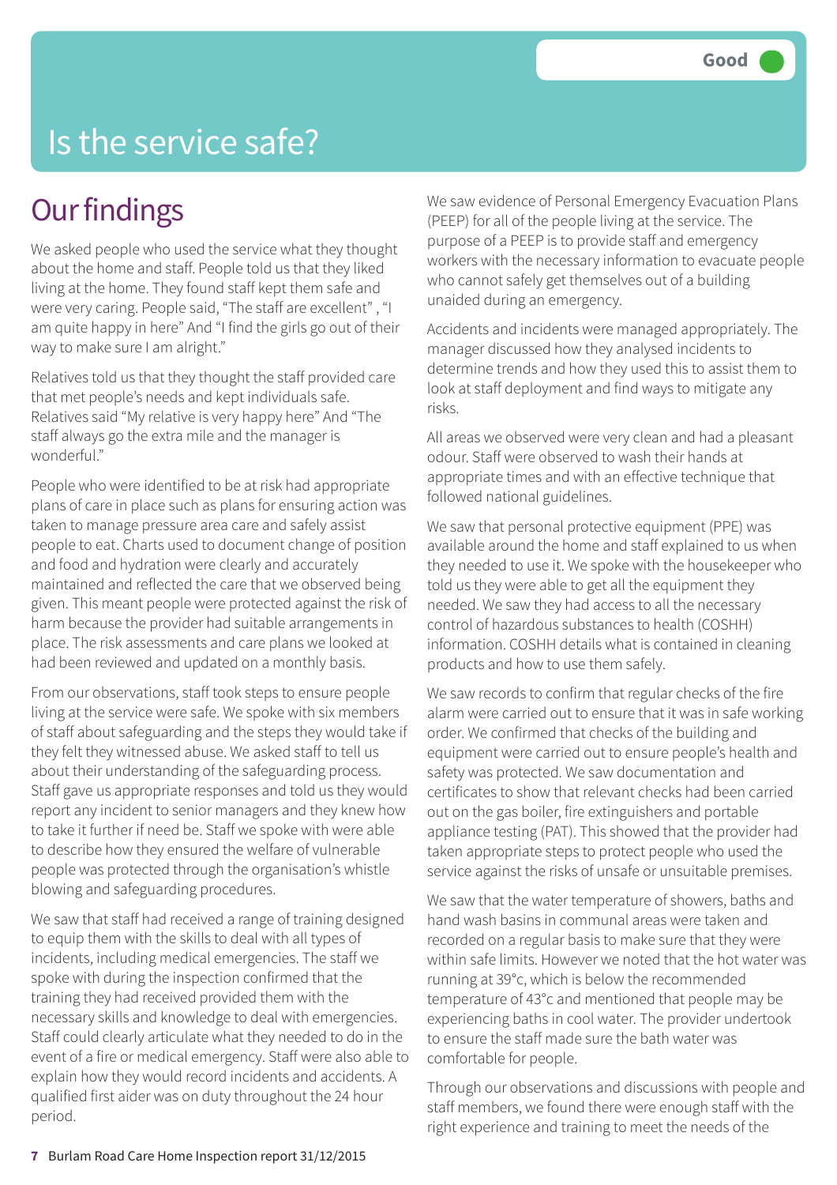Good

# Is the service safe?

## Our findings

We asked people who used the service what they thought about the home and staff. People told us that they liked living at the home. They found staff kept them safe and were very caring. People said, "The staff are excellent" , "I am quite happy in here" And "I find the girls go out of their way to make sure I am alright."

Relatives told us that they thought the staff provided care that met people's needs and kept individuals safe. Relatives said "My relative is very happy here" And "The staff always go the extra mile and the manager is wonderful."

People who were identified to be at risk had appropriate plans of care in place such as plans for ensuring action was taken to manage pressure area care and safely assist people to eat. Charts used to document change of position and food and hydration were clearly and accurately maintained and reflected the care that we observed being given. This meant people were protected against the risk of harm because the provider had suitable arrangements in place. The risk assessments and care plans we looked at had been reviewed and updated on a monthly basis.

From our observations, staff took steps to ensure people living at the service were safe. We spoke with six members of staff about safeguarding and the steps they would take if they felt they witnessed abuse. We asked staff to tell us about their understanding of the safeguarding process. Staff gave us appropriate responses and told us they would report any incident to senior managers and they knew how to take it further if need be. Staff we spoke with were able to describe how they ensured the welfare of vulnerable people was protected through the organisation's whistle blowing and safeguarding procedures.

We saw that staff had received a range of training designed to equip them with the skills to deal with all types of incidents, including medical emergencies. The staff we spoke with during the inspection confirmed that the training they had received provided them with the necessary skills and knowledge to deal with emergencies. Staff could clearly articulate what they needed to do in the event of a fire or medical emergency. Staff were also able to explain how they would record incidents and accidents. A qualified first aider was on duty throughout the 24 hour period.

We saw evidence of Personal Emergency Evacuation Plans (PEEP) for all of the people living at the service. The purpose of a PEEP is to provide staff and emergency workers with the necessary information to evacuate people who cannot safely get themselves out of a building unaided during an emergency.

Accidents and incidents were managed appropriately. The manager discussed how they analysed incidents to determine trends and how they used this to assist them to look at staff deployment and find ways to mitigate any risks.

All areas we observed were very clean and had a pleasant odour. Staff were observed to wash their hands at appropriate times and with an effective technique that followed national guidelines.

We saw that personal protective equipment (PPE) was available around the home and staff explained to us when they needed to use it. We spoke with the housekeeper who told us they were able to get all the equipment they needed. We saw they had access to all the necessary control of hazardous substances to health (COSHH) information. COSHH details what is contained in cleaning products and how to use them safely.

We saw records to confirm that regular checks of the fire alarm were carried out to ensure that it was in safe working order. We confirmed that checks of the building and equipment were carried out to ensure people's health and safety was protected. We saw documentation and certificates to show that relevant checks had been carried out on the gas boiler, fire extinguishers and portable appliance testing (PAT). This showed that the provider had taken appropriate steps to protect people who used the service against the risks of unsafe or unsuitable premises.

We saw that the water temperature of showers, baths and hand wash basins in communal areas were taken and recorded on a regular basis to make sure that they were within safe limits. However we noted that the hot water was running at 39°c, which is below the recommended temperature of 43°c and mentioned that people may be experiencing baths in cool water. The provider undertook to ensure the staff made sure the bath water was comfortable for people.

Through our observations and discussions with people and staff members, we found there were enough staff with the right experience and training to meet the needs of the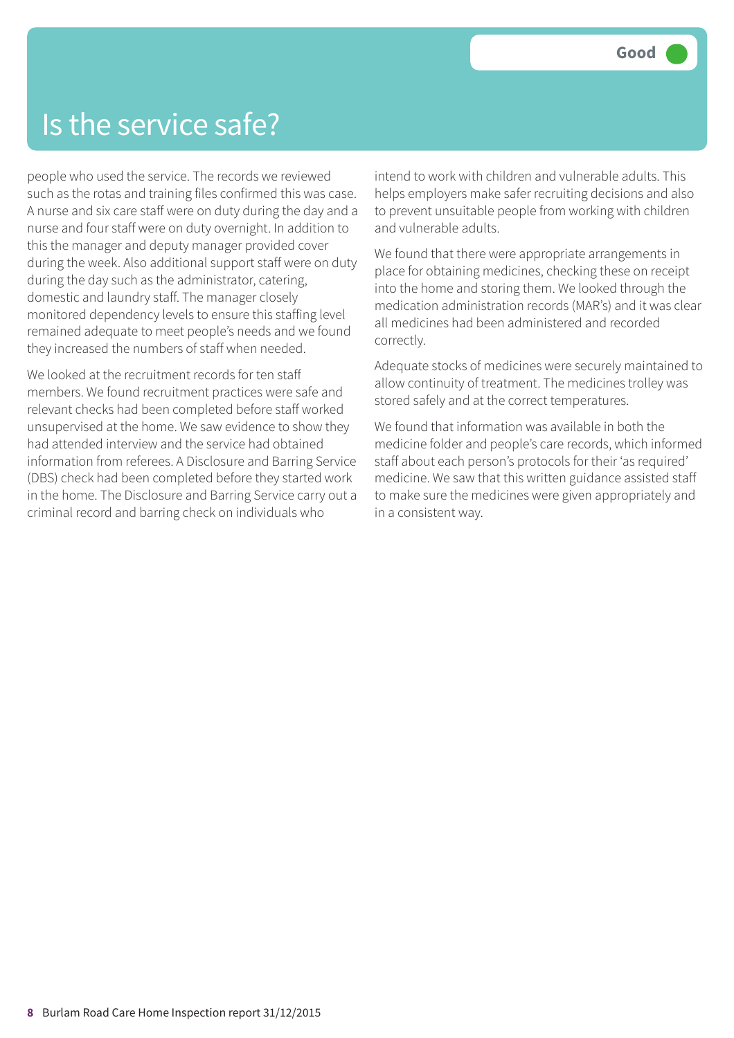# Is the service safe?

**Good**

people who used the service. The records we reviewed such as the rotas and training files confirmed this was case. A nurse and six care staff were on duty during the day and a nurse and four staff were on duty overnight. In addition to this the manager and deputy manager provided cover during the week. Also additional support staff were on duty during the day such as the administrator, catering, domestic and laundry staff. The manager closely monitored dependency levels to ensure this staffing level remained adequate to meet people's needs and we found they increased the numbers of staff when needed.

We looked at the recruitment records for ten staff members. We found recruitment practices were safe and relevant checks had been completed before staff worked unsupervised at the home. We saw evidence to show they had attended interview and the service had obtained information from referees. A Disclosure and Barring Service (DBS) check had been completed before they started work in the home. The Disclosure and Barring Service carry out a criminal record and barring check on individuals who intend to work with children and vulnerable adults. This helps employers make safer recruiting decisions and also to prevent unsuitable people from working with children and vulnerable adults.

We found that there were appropriate arrangements in place for obtaining medicines, checking these on receipt into the home and storing them. We looked through the medication administration records (MAR's) and it was clear all medicines had been administered and recorded correctly.

Adequate stocks of medicines were securely maintained to allow continuity of treatment. The medicines trolley was stored safely and at the correct temperatures.

We found that information was available in both the medicine folder and people's care records, which informed staff about each person's protocols for their 'as required' medicine. We saw that this written guidance assisted staff to make sure the medicines were given appropriately and in a consistent way.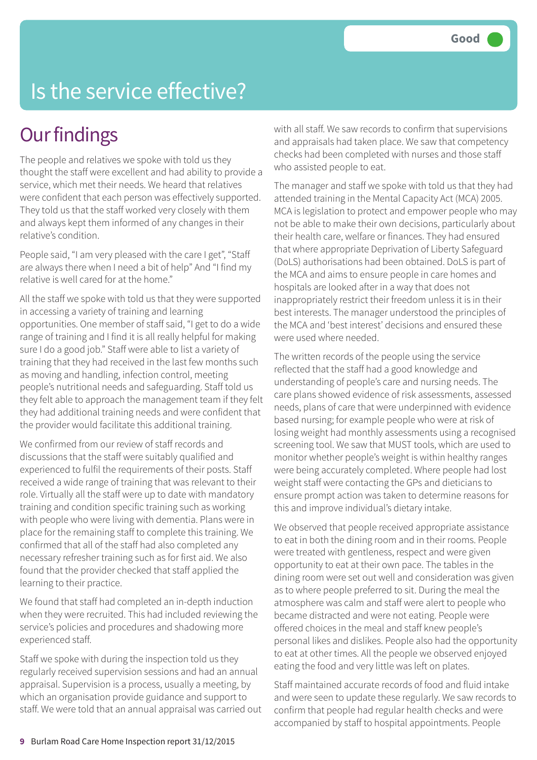# Is the service effective?

Good

## Our findings

The people and relatives we spoke with told us they thought the staff were excellent and had ability to provide a service, which met their needs. We heard that relatives were confident that each person was effectively supported. They told us that the staff worked very closely with them and always kept them informed of any changes in their relative's condition.

People said, "I am very pleased with the care I get", "Staff are always there when I need a bit of help" And "I find my relative is well cared for at the home."

All the staff we spoke with told us that they were supported in accessing a variety of training and learning opportunities. One member of staff said, "I get to do a wide range of training and I find it is all really helpful for making sure I do a good job." Staff were able to list a variety of training that they had received in the last few months such as moving and handling, infection control, meeting people's nutritional needs and safeguarding. Staff told us they felt able to approach the management team if they felt they had additional training needs and were confident that the provider would facilitate this additional training.

We confirmed from our review of staff records and discussions that the staff were suitably qualified and experienced to fulfil the requirements of their posts. Staff received a wide range of training that was relevant to their role. Virtually all the staff were up to date with mandatory training and condition specific training such as working with people who were living with dementia. Plans were in place for the remaining staff to complete this training. We confirmed that all of the staff had also completed any necessary refresher training such as for first aid. We also found that the provider checked that staff applied the learning to their practice.

We found that staff had completed an in-depth induction when they were recruited. This had included reviewing the service's policies and procedures and shadowing more experienced staff.

Staff we spoke with during the inspection told us they regularly received supervision sessions and had an annual appraisal. Supervision is a process, usually a meeting, by which an organisation provide guidance and support to staff. We were told that an annual appraisal was carried out with all staff. We saw records to confirm that supervisions and appraisals had taken place. We saw that competency checks had been completed with nurses and those staff who assisted people to eat.

The manager and staff we spoke with told us that they had attended training in the Mental Capacity Act (MCA) 2005. MCA is legislation to protect and empower people who may not be able to make their own decisions, particularly about their health care, welfare or finances. They had ensured that where appropriate Deprivation of Liberty Safeguard (DoLS) authorisations had been obtained. DoLS is part of the MCA and aims to ensure people in care homes and hospitals are looked after in a way that does not inappropriately restrict their freedom unless it is in their best interests. The manager understood the principles of the MCA and 'best interest' decisions and ensured these were used where needed.

The written records of the people using the service reflected that the staff had a good knowledge and understanding of people's care and nursing needs. The care plans showed evidence of risk assessments, assessed needs, plans of care that were underpinned with evidence based nursing; for example people who were at risk of losing weight had monthly assessments using a recognised screening tool. We saw that MUST tools, which are used to monitor whether people's weight is within healthy ranges were being accurately completed. Where people had lost weight staff were contacting the GPs and dieticians to ensure prompt action was taken to determine reasons for this and improve individual's dietary intake.

We observed that people received appropriate assistance to eat in both the dining room and in their rooms. People were treated with gentleness, respect and were given opportunity to eat at their own pace. The tables in the dining room were set out well and consideration was given as to where people preferred to sit. During the meal the atmosphere was calm and staff were alert to people who became distracted and were not eating. People were offered choices in the meal and staff knew people's personal likes and dislikes. People also had the opportunity to eat at other times. All the people we observed enjoyed eating the food and very little was left on plates.

Staff maintained accurate records of food and fluid intake and were seen to update these regularly. We saw records to confirm that people had regular health checks and were accompanied by staff to hospital appointments. People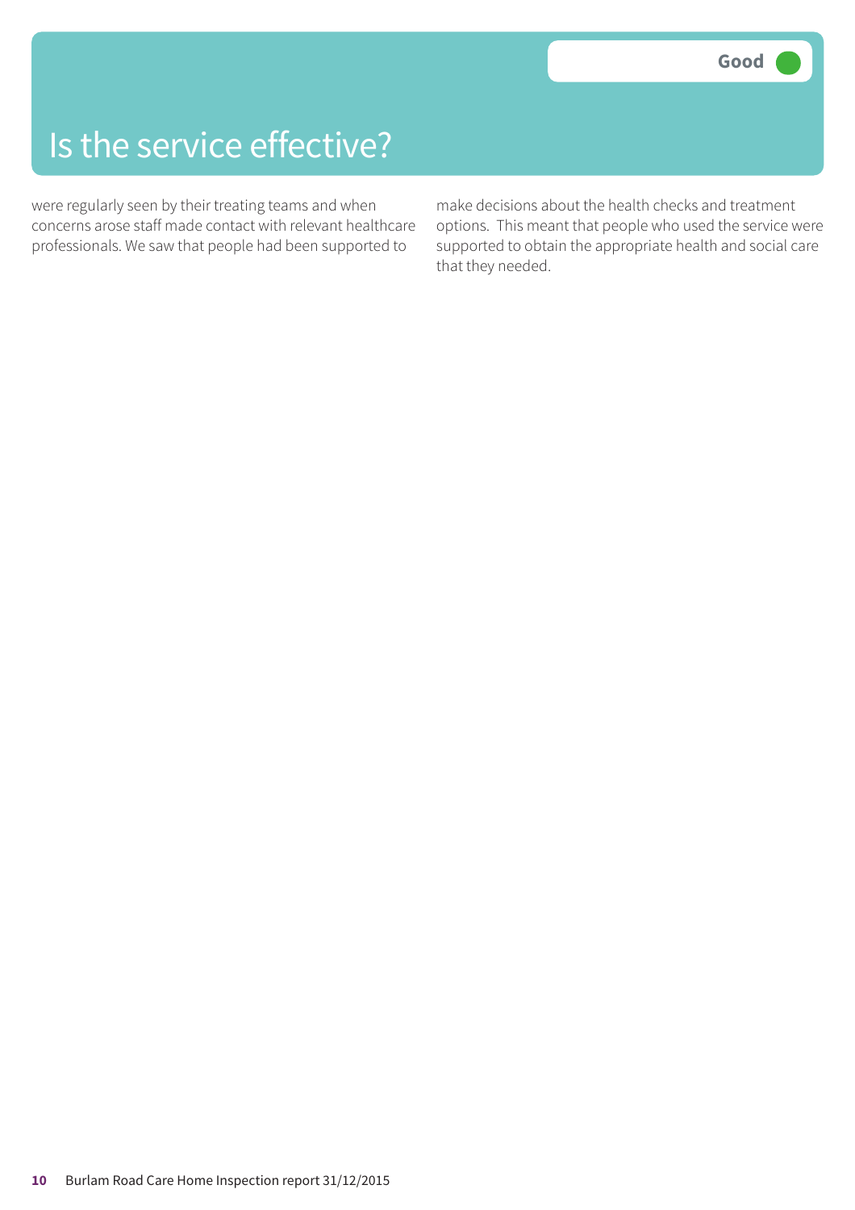# Is the service effective?

Good

were regularly seen by their treating teams and when concerns arose staff made contact with relevant healthcare professionals. We saw that people had been supported to make decisions about the health checks and treatment options. This meant that people who used the service were supported to obtain the appropriate health and social care that they needed.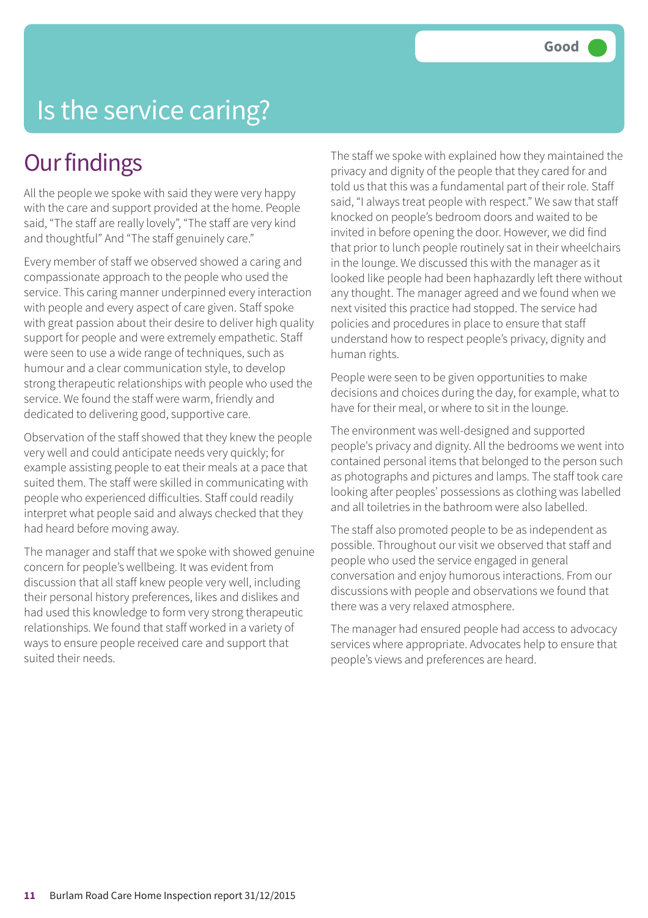Good

# Is the service caring?

## Our findings

All the people we spoke with said they were very happy with the care and support provided at the home. People said, "The staff are really lovely", "The staff are very kind and thoughtful" And "The staff genuinely care."

Every member of staff we observed showed a caring and compassionate approach to the people who used the service. This caring manner underpinned every interaction with people and every aspect of care given. Staff spoke with great passion about their desire to deliver high quality support for people and were extremely empathetic. Staff were seen to use a wide range of techniques, such as humour and a clear communication style, to develop strong therapeutic relationships with people who used the service. We found the staff were warm, friendly and dedicated to delivering good, supportive care.

Observation of the staff showed that they knew the people very well and could anticipate needs very quickly; for example assisting people to eat their meals at a pace that suited them. The staff were skilled in communicating with people who experienced difficulties. Staff could readily interpret what people said and always checked that they had heard before moving away.

The manager and staff that we spoke with showed genuine concern for people's wellbeing. It was evident from discussion that all staff knew people very well, including their personal history preferences, likes and dislikes and had used this knowledge to form very strong therapeutic relationships. We found that staff worked in a variety of ways to ensure people received care and support that suited their needs.

The staff we spoke with explained how they maintained the privacy and dignity of the people that they cared for and told us that this was a fundamental part of their role. Staff said, "I always treat people with respect." We saw that staff knocked on people's bedroom doors and waited to be invited in before opening the door. However, we did find that prior to lunch people routinely sat in their wheelchairs in the lounge. We discussed this with the manager as it looked like people had been haphazardly left there without any thought. The manager agreed and we found when we next visited this practice had stopped. The service had policies and procedures in place to ensure that staff understand how to respect people's privacy, dignity and human rights.

People were seen to be given opportunities to make decisions and choices during the day, for example, what to have for their meal, or where to sit in the lounge.

The environment was well-designed and supported people's privacy and dignity. All the bedrooms we went into contained personal items that belonged to the person such as photographs and pictures and lamps. The staff took care looking after peoples' possessions as clothing was labelled and all toiletries in the bathroom were also labelled.

The staff also promoted people to be as independent as possible. Throughout our visit we observed that staff and people who used the service engaged in general conversation and enjoy humorous interactions. From our discussions with people and observations we found that there was a very relaxed atmosphere.

The manager had ensured people had access to advocacy services where appropriate. Advocates help to ensure that people's views and preferences are heard.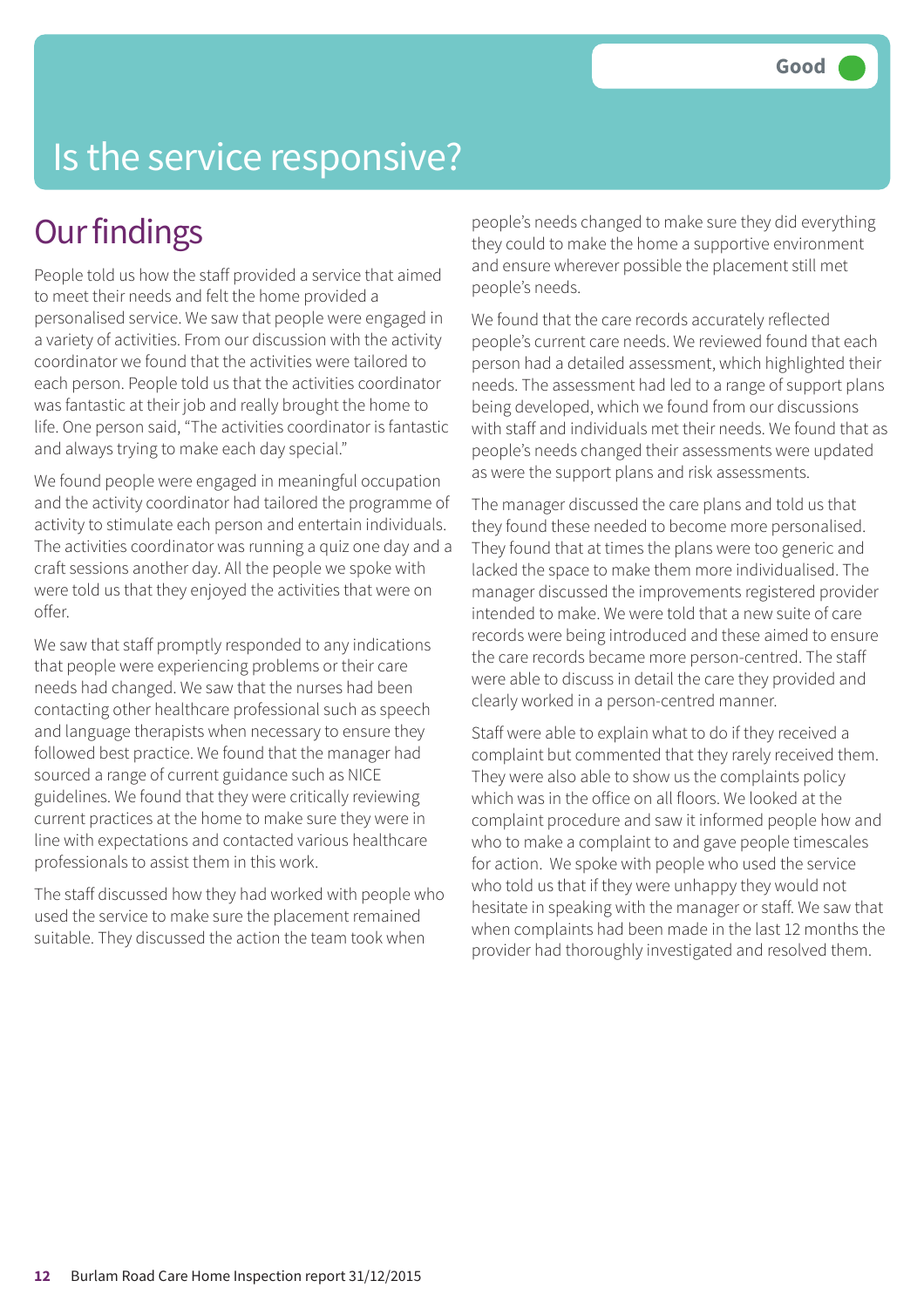# Is the service responsive?

Good

## Our findings

People told us how the staff provided a service that aimed to meet their needs and felt the home provided a personalised service. We saw that people were engaged in a variety of activities. From our discussion with the activity coordinator we found that the activities were tailored to each person. People told us that the activities coordinator was fantastic at their job and really brought the home to life. One person said, "The activities coordinator is fantastic and always trying to make each day special."

We found people were engaged in meaningful occupation and the activity coordinator had tailored the programme of activity to stimulate each person and entertain individuals. The activities coordinator was running a quiz one day and a craft sessions another day. All the people we spoke with were told us that they enjoyed the activities that were on offer.

We saw that staff promptly responded to any indications that people were experiencing problems or their care needs had changed. We saw that the nurses had been contacting other healthcare professional such as speech and language therapists when necessary to ensure they followed best practice. We found that the manager had sourced a range of current guidance such as NICE guidelines. We found that they were critically reviewing current practices at the home to make sure they were in line with expectations and contacted various healthcare professionals to assist them in this work.

The staff discussed how they had worked with people who used the service to make sure the placement remained suitable. They discussed the action the team took when people's needs changed to make sure they did everything they could to make the home a supportive environment and ensure wherever possible the placement still met people's needs.

We found that the care records accurately reflected people's current care needs. We reviewed found that each person had a detailed assessment, which highlighted their needs. The assessment had led to a range of support plans being developed, which we found from our discussions with staff and individuals met their needs. We found that as people's needs changed their assessments were updated as were the support plans and risk assessments.

The manager discussed the care plans and told us that they found these needed to become more personalised. They found that at times the plans were too generic and lacked the space to make them more individualised. The manager discussed the improvements registered provider intended to make. We were told that a new suite of care records were being introduced and these aimed to ensure the care records became more person-centred. The staff were able to discuss in detail the care they provided and clearly worked in a person-centred manner.

Staff were able to explain what to do if they received a complaint but commented that they rarely received them. They were also able to show us the complaints policy which was in the office on all floors. We looked at the complaint procedure and saw it informed people how and who to make a complaint to and gave people timescales for action. We spoke with people who used the service who told us that if they were unhappy they would not hesitate in speaking with the manager or staff. We saw that when complaints had been made in the last 12 months the provider had thoroughly investigated and resolved them.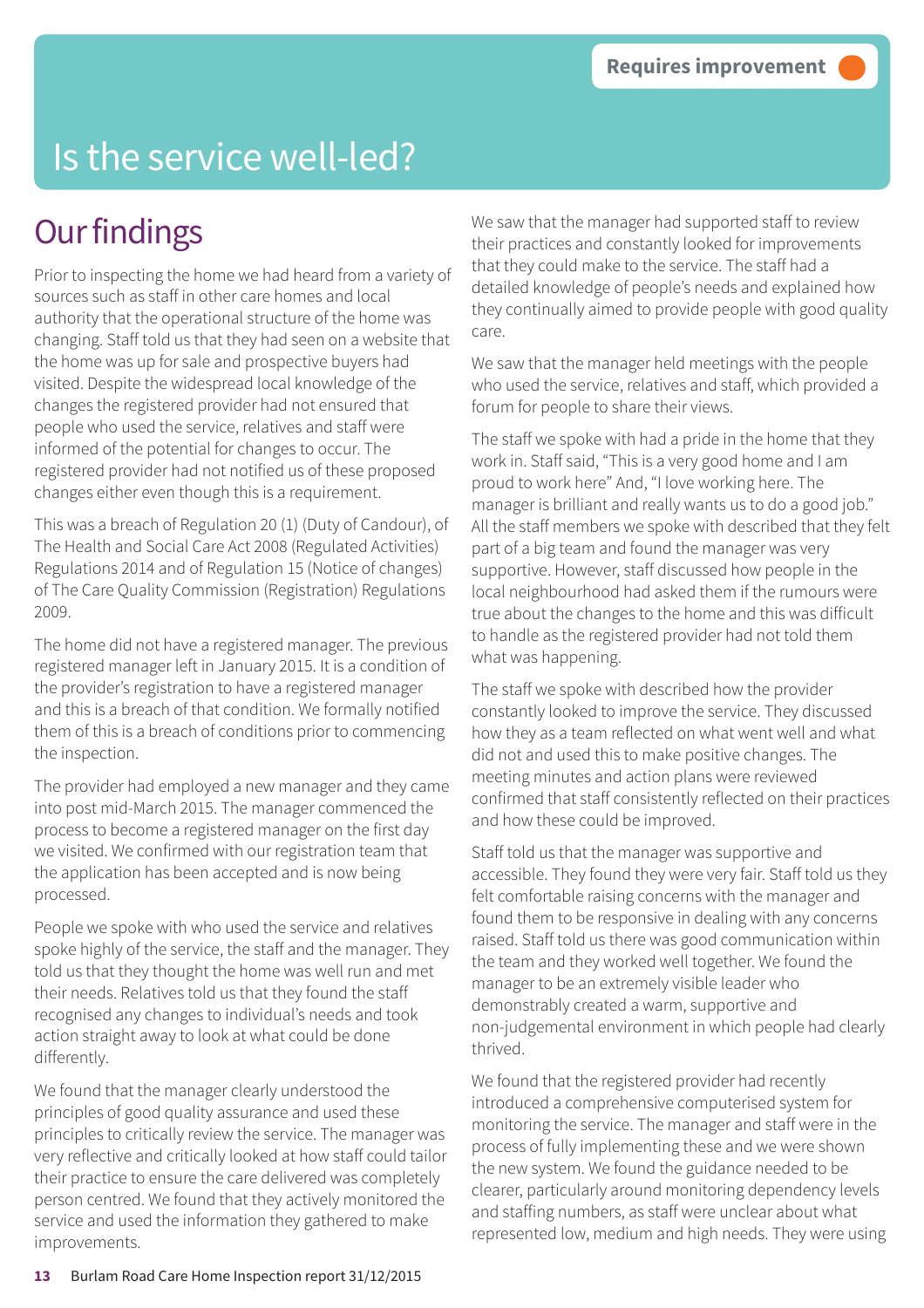Requires improvement

# Is the service well-led?

## Our findings

Prior to inspecting the home we had heard from a variety of sources such as staff in other care homes and local authority that the operational structure of the home was changing. Staff told us that they had seen on a website that the home was up for sale and prospective buyers had visited. Despite the widespread local knowledge of the changes the registered provider had not ensured that people who used the service, relatives and staff were informed of the potential for changes to occur. The registered provider had not notified us of these proposed changes either even though this is a requirement.

This was a breach of Regulation 20 (1) (Duty of Candour), of The Health and Social Care Act 2008 (Regulated Activities) Regulations 2014 and of Regulation 15 (Notice of changes) of The Care Quality Commission (Registration) Regulations 2009.

The home did not have a registered manager. The previous registered manager left in January 2015. It is a condition of the provider's registration to have a registered manager and this is a breach of that condition. We formally notified them of this is a breach of conditions prior to commencing the inspection.

The provider had employed a new manager and they came into post mid-March 2015. The manager commenced the process to become a registered manager on the first day we visited. We confirmed with our registration team that the application has been accepted and is now being processed.

People we spoke with who used the service and relatives spoke highly of the service, the staff and the manager. They told us that they thought the home was well run and met their needs. Relatives told us that they found the staff recognised any changes to individual's needs and took action straight away to look at what could be done differently.

We found that the manager clearly understood the principles of good quality assurance and used these principles to critically review the service. The manager was very reflective and critically looked at how staff could tailor their practice to ensure the care delivered was completely person centred. We found that they actively monitored the service and used the information they gathered to make improvements.

We saw that the manager had supported staff to review their practices and constantly looked for improvements that they could make to the service. The staff had a detailed knowledge of people's needs and explained how they continually aimed to provide people with good quality care.

We saw that the manager held meetings with the people who used the service, relatives and staff, which provided a forum for people to share their views.

The staff we spoke with had a pride in the home that they work in. Staff said, "This is a very good home and I am proud to work here" And, "I love working here. The manager is brilliant and really wants us to do a good job." All the staff members we spoke with described that they felt part of a big team and found the manager was very supportive. However, staff discussed how people in the local neighbourhood had asked them if the rumours were true about the changes to the home and this was difficult to handle as the registered provider had not told them what was happening.

The staff we spoke with described how the provider constantly looked to improve the service. They discussed how they as a team reflected on what went well and what did not and used this to make positive changes. The meeting minutes and action plans were reviewed confirmed that staff consistently reflected on their practices and how these could be improved.

Staff told us that the manager was supportive and accessible. They found they were very fair. Staff told us they felt comfortable raising concerns with the manager and found them to be responsive in dealing with any concerns raised. Staff told us there was good communication within the team and they worked well together. We found the manager to be an extremely visible leader who demonstrably created a warm, supportive and non-judgemental environment in which people had clearly thrived.

We found that the registered provider had recently introduced a comprehensive computerised system for monitoring the service. The manager and staff were in the process of fully implementing these and we were shown the new system. We found the guidance needed to be clearer, particularly around monitoring dependency levels and staffing numbers, as staff were unclear about what represented low, medium and high needs. They were using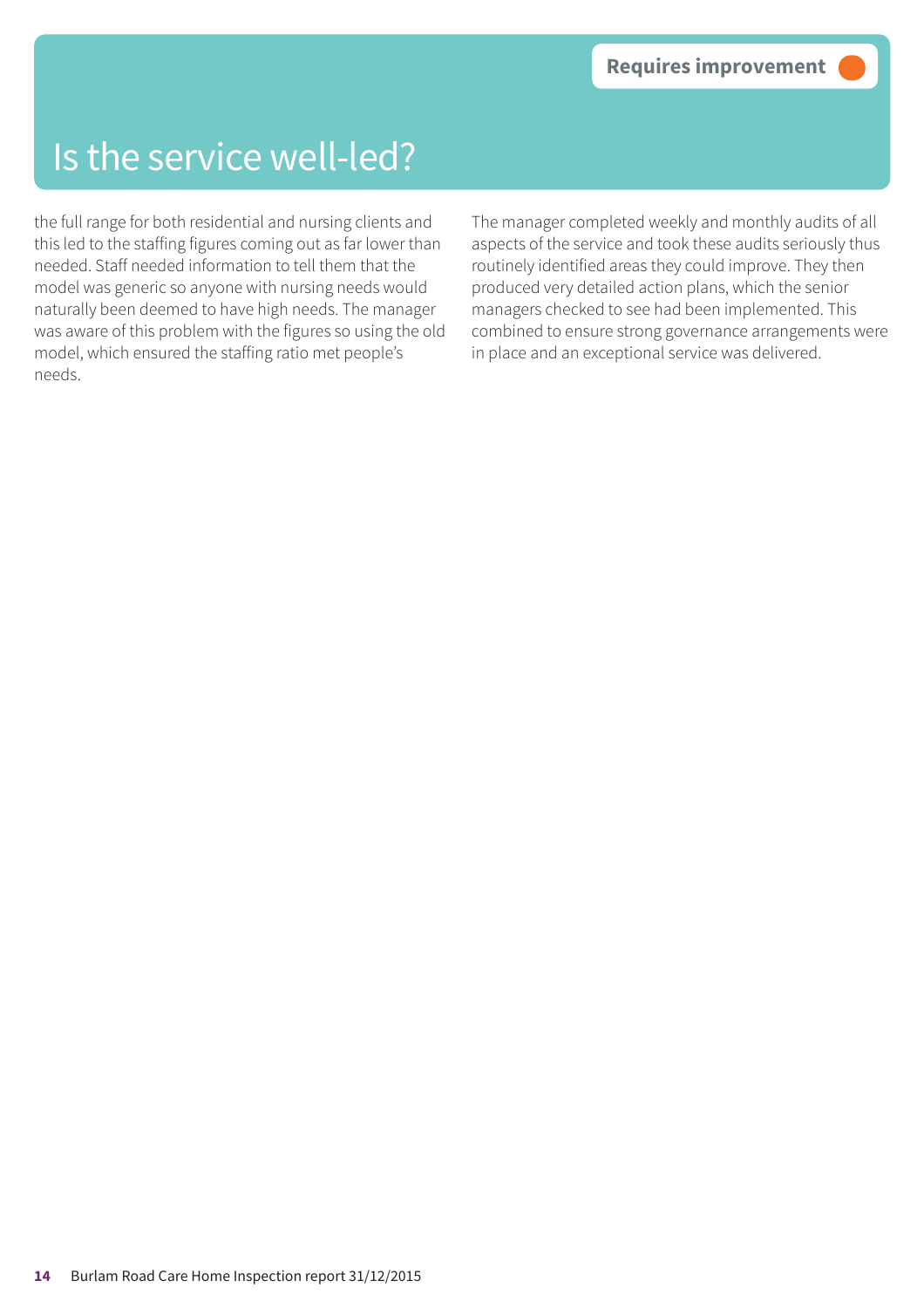Requires improvement

# Is the service well-led?

the full range for both residential and nursing clients and this led to the staffing figures coming out as far lower than needed. Staff needed information to tell them that the model was generic so anyone with nursing needs would naturally been deemed to have high needs. The manager was aware of this problem with the figures so using the old model, which ensured the staffing ratio met people's needs.

The manager completed weekly and monthly audits of all aspects of the service and took these audits seriously thus routinely identified areas they could improve. They then produced very detailed action plans, which the senior managers checked to see had been implemented. This combined to ensure strong governance arrangements were in place and an exceptional service was delivered.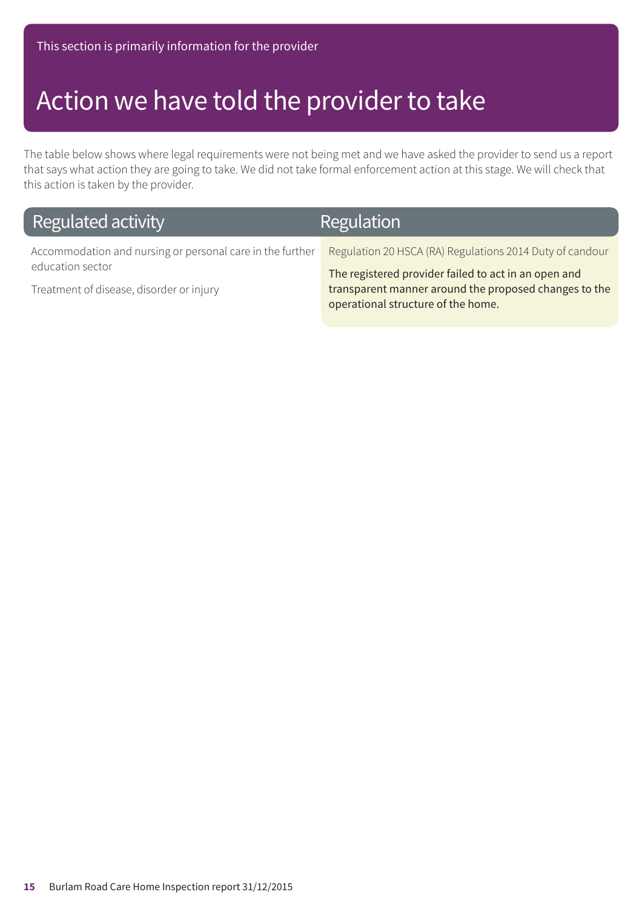This section is primarily information for the provider

# Action we have told the provider to take

The table below shows where legal requirements were not being met and we have asked the provider to send us a report that says what action they are going to take. We did not take formal enforcement action at this stage. We will check that this action is taken by the provider.

| Regulated activity | Regulation |
|---|---|
| Accommodation and nursing or personal care in the further education sector<br><br>Treatment of disease, disorder or injury | Regulation 20 HSCA (RA) Regulations 2014 Duty of candour<br><br>The registered provider failed to act in an open and transparent manner around the proposed changes to the operational structure of the home. |